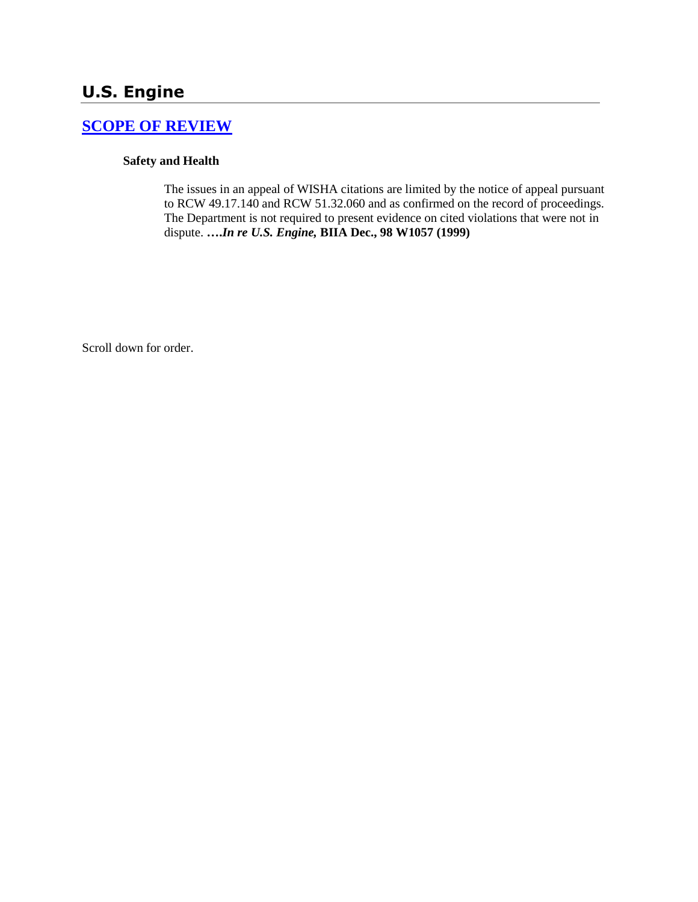# U.S. Engine

## [SCOPE OF REVIEW]

**Safety and Health**

> The issues in an appeal of WISHA citations are limited by the notice of appeal pursuant to RCW 49.17.140 and RCW 51.32.060 and as confirmed on the record of proceedings. The Department is not required to present evidence on cited violations that were not in dispute. **….*In re U.S. Engine,* BIIA Dec., 98 W1057 (1999)**

Scroll down for order.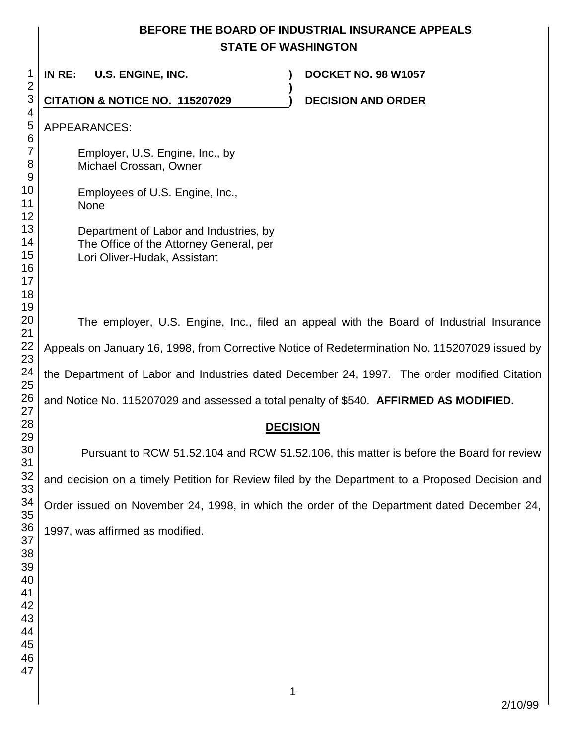# BEFORE THE BOARD OF INDUSTRIAL INSURANCE APPEALS
## STATE OF WASHINGTON

**IN RE: U.S. ENGINE, INC.** ) **DOCKET NO. 98 W1057**

**CITATION & NOTICE NO. 115207029** ) **DECISION AND ORDER**

APPEARANCES:

Employer, U.S. Engine, Inc., by
Michael Crossan, Owner

Employees of U.S. Engine, Inc.,
None

Department of Labor and Industries, by
The Office of the Attorney General, per
Lori Oliver-Hudak, Assistant

The employer, U.S. Engine, Inc., filed an appeal with the Board of Industrial Insurance Appeals on January 16, 1998, from Corrective Notice of Redetermination No. 115207029 issued by the Department of Labor and Industries dated December 24, 1997. The order modified Citation and Notice No. 115207029 and assessed a total penalty of $540. **AFFIRMED AS MODIFIED.**

**DECISION**

Pursuant to RCW 51.52.104 and RCW 51.52.106, this matter is before the Board for review and decision on a timely Petition for Review filed by the Department to a Proposed Decision and Order issued on November 24, 1998, in which the order of the Department dated December 24, 1997, was affirmed as modified.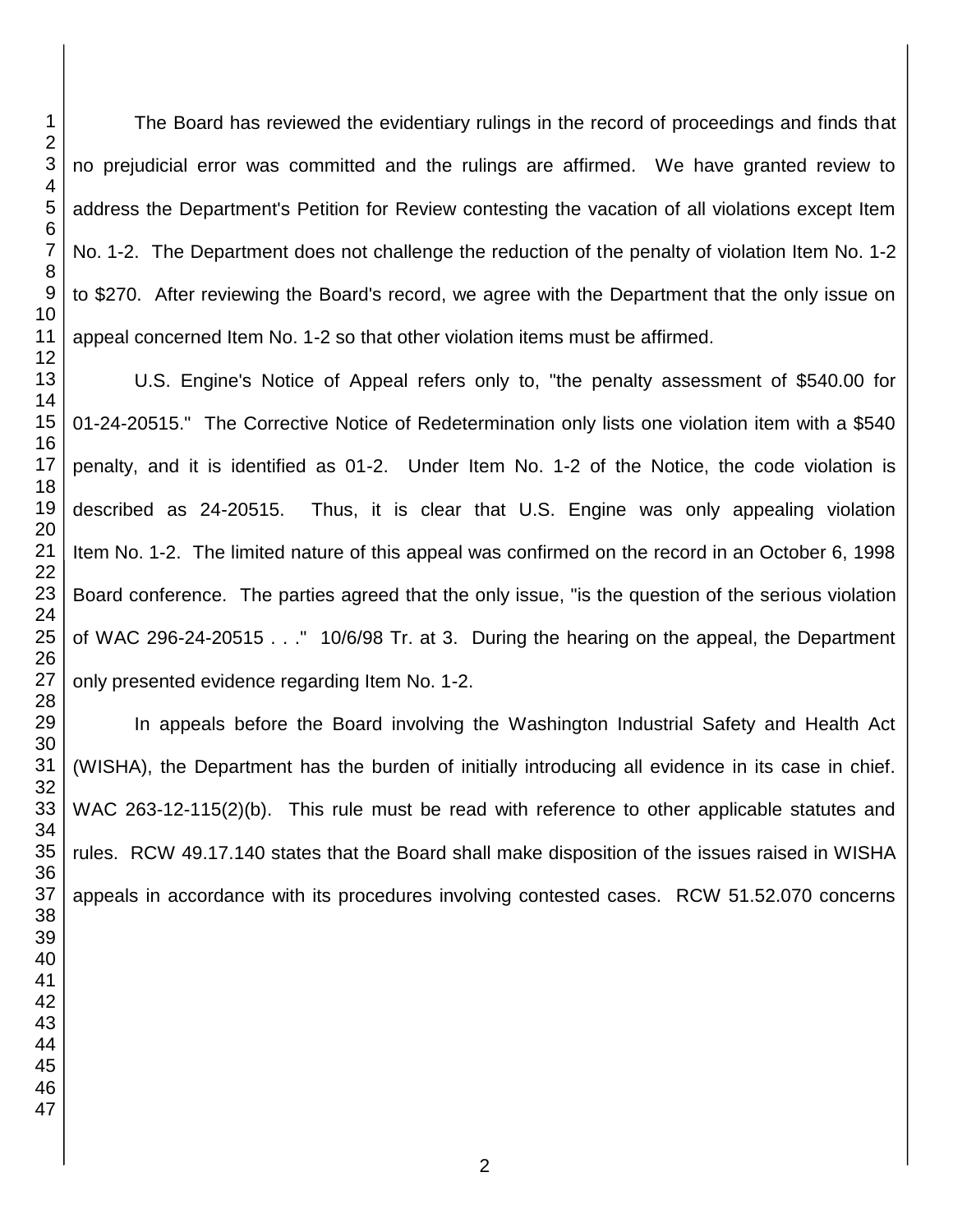The Board has reviewed the evidentiary rulings in the record of proceedings and finds that no prejudicial error was committed and the rulings are affirmed. We have granted review to address the Department's Petition for Review contesting the vacation of all violations except Item No. 1-2. The Department does not challenge the reduction of the penalty of violation Item No. 1-2 to $270. After reviewing the Board's record, we agree with the Department that the only issue on appeal concerned Item No. 1-2 so that other violation items must be affirmed.

U.S. Engine's Notice of Appeal refers only to, "the penalty assessment of $540.00 for 01-24-20515." The Corrective Notice of Redetermination only lists one violation item with a $540 penalty, and it is identified as 01-2. Under Item No. 1-2 of the Notice, the code violation is described as 24-20515. Thus, it is clear that U.S. Engine was only appealing violation Item No. 1-2. The limited nature of this appeal was confirmed on the record in an October 6, 1998 Board conference. The parties agreed that the only issue, "is the question of the serious violation of WAC 296-24-20515 . . ." 10/6/98 Tr. at 3. During the hearing on the appeal, the Department only presented evidence regarding Item No. 1-2.

In appeals before the Board involving the Washington Industrial Safety and Health Act (WISHA), the Department has the burden of initially introducing all evidence in its case in chief. WAC 263-12-115(2)(b). This rule must be read with reference to other applicable statutes and rules. RCW 49.17.140 states that the Board shall make disposition of the issues raised in WISHA appeals in accordance with its procedures involving contested cases. RCW 51.52.070 concerns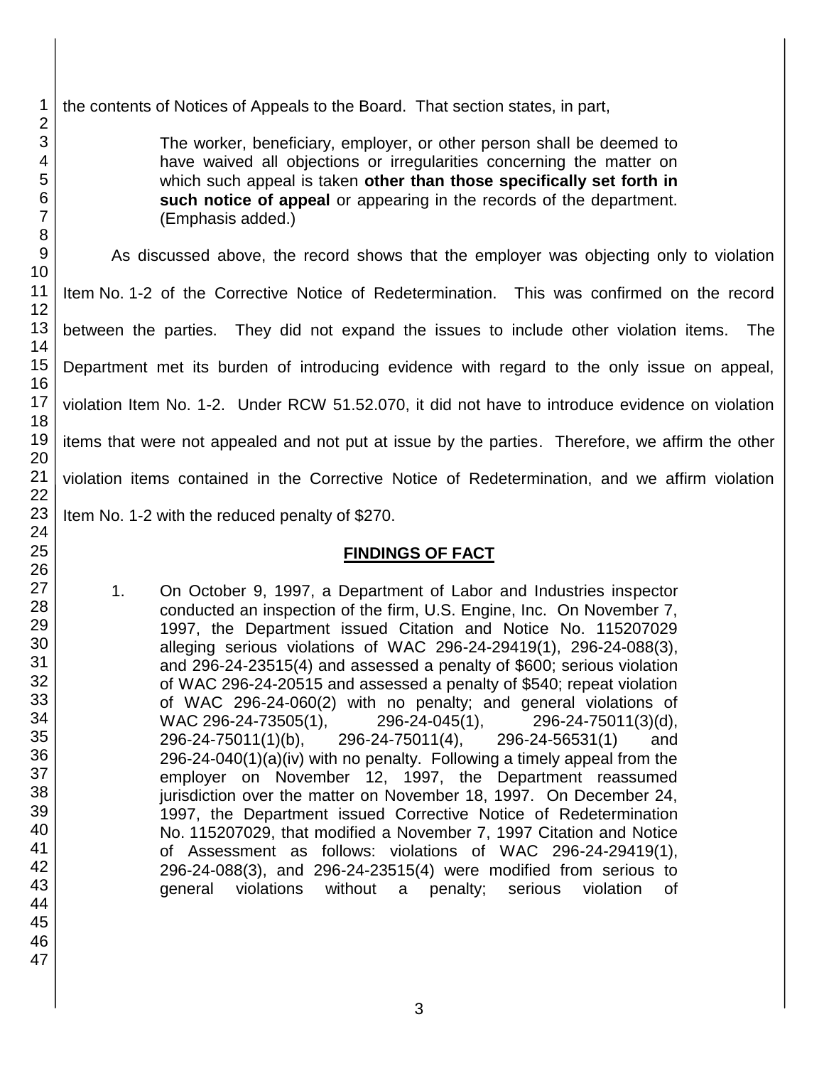the contents of Notices of Appeals to the Board. That section states, in part,

> The worker, beneficiary, employer, or other person shall be deemed to have waived all objections or irregularities concerning the matter on which such appeal is taken **other than those specifically set forth in such notice of appeal** or appearing in the records of the department. (Emphasis added.)

As discussed above, the record shows that the employer was objecting only to violation Item No. 1-2 of the Corrective Notice of Redetermination. This was confirmed on the record between the parties. They did not expand the issues to include other violation items. The Department met its burden of introducing evidence with regard to the only issue on appeal, violation Item No. 1-2. Under RCW 51.52.070, it did not have to introduce evidence on violation items that were not appealed and not put at issue by the parties. Therefore, we affirm the other violation items contained in the Corrective Notice of Redetermination, and we affirm violation Item No. 1-2 with the reduced penalty of $270.

## FINDINGS OF FACT

1. On October 9, 1997, a Department of Labor and Industries inspector conducted an inspection of the firm, U.S. Engine, Inc. On November 7, 1997, the Department issued Citation and Notice No. 115207029 alleging serious violations of WAC 296-24-29419(1), 296-24-088(3), and 296-24-23515(4) and assessed a penalty of $600; serious violation of WAC 296-24-20515 and assessed a penalty of $540; repeat violation of WAC 296-24-060(2) with no penalty; and general violations of WAC 296-24-73505(1), 296-24-045(1), 296-24-75011(3)(d), 296-24-75011(1)(b), 296-24-75011(4), 296-24-56531(1) and 296-24-040(1)(a)(iv) with no penalty. Following a timely appeal from the employer on November 12, 1997, the Department reassumed jurisdiction over the matter on November 18, 1997. On December 24, 1997, the Department issued Corrective Notice of Redetermination No. 115207029, that modified a November 7, 1997 Citation and Notice of Assessment as follows: violations of WAC 296-24-29419(1), 296-24-088(3), and 296-24-23515(4) were modified from serious to general violations without a penalty; serious violation of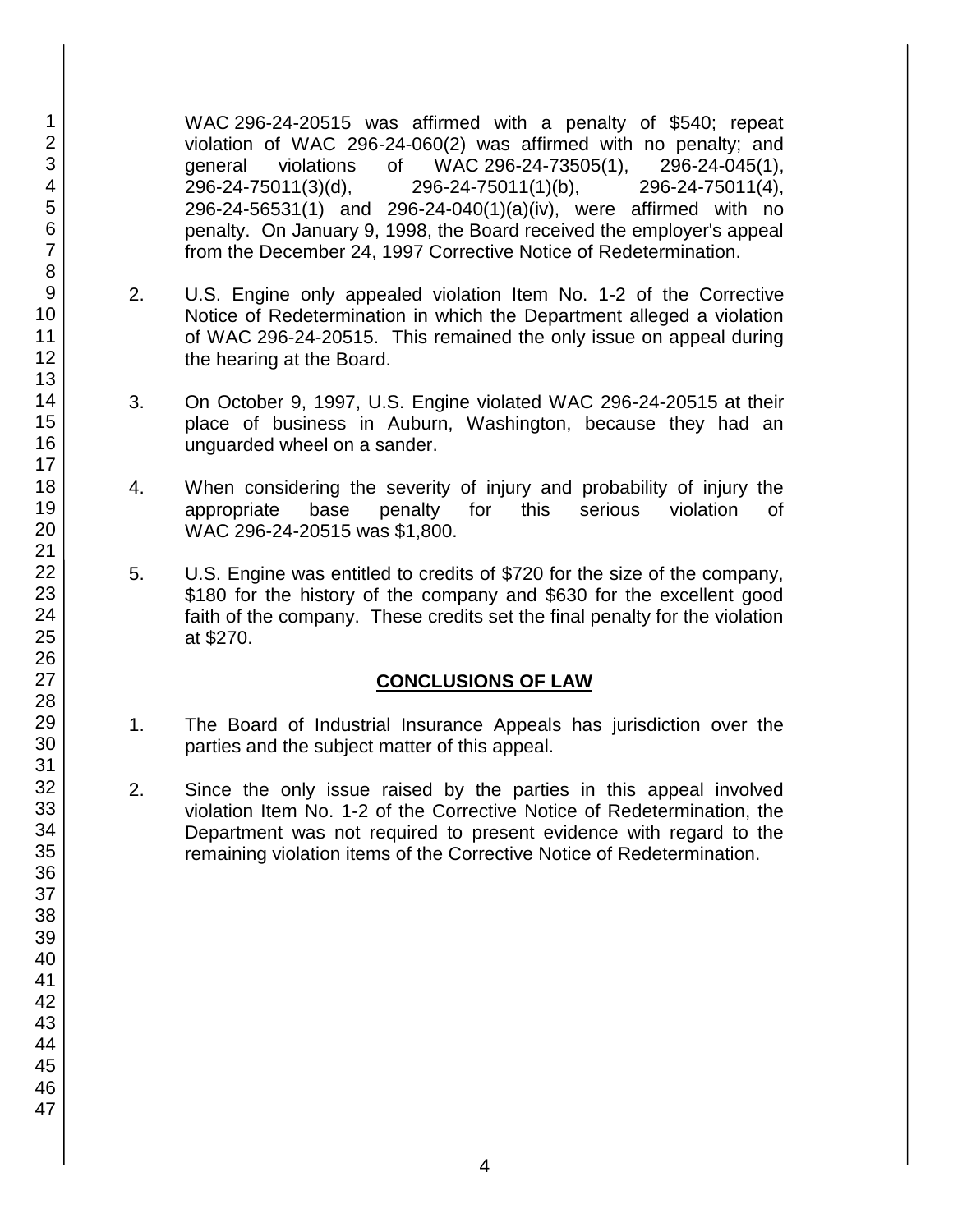WAC 296-24-20515 was affirmed with a penalty of $540; repeat violation of WAC 296-24-060(2) was affirmed with no penalty; and general violations of WAC 296-24-73505(1), 296-24-045(1), 296-24-75011(3)(d), 296-24-75011(1)(b), 296-24-75011(4), 296-24-56531(1) and 296-24-040(1)(a)(iv), were affirmed with no penalty. On January 9, 1998, the Board received the employer's appeal from the December 24, 1997 Corrective Notice of Redetermination.

2. U.S. Engine only appealed violation Item No. 1-2 of the Corrective Notice of Redetermination in which the Department alleged a violation of WAC 296-24-20515. This remained the only issue on appeal during the hearing at the Board.

3. On October 9, 1997, U.S. Engine violated WAC 296-24-20515 at their place of business in Auburn, Washington, because they had an unguarded wheel on a sander.

4. When considering the severity of injury and probability of injury the appropriate base penalty for this serious violation of WAC 296-24-20515 was $1,800.

5. U.S. Engine was entitled to credits of $720 for the size of the company, $180 for the history of the company and $630 for the excellent good faith of the company. These credits set the final penalty for the violation at $270.

## CONCLUSIONS OF LAW

1. The Board of Industrial Insurance Appeals has jurisdiction over the parties and the subject matter of this appeal.

2. Since the only issue raised by the parties in this appeal involved violation Item No. 1-2 of the Corrective Notice of Redetermination, the Department was not required to present evidence with regard to the remaining violation items of the Corrective Notice of Redetermination.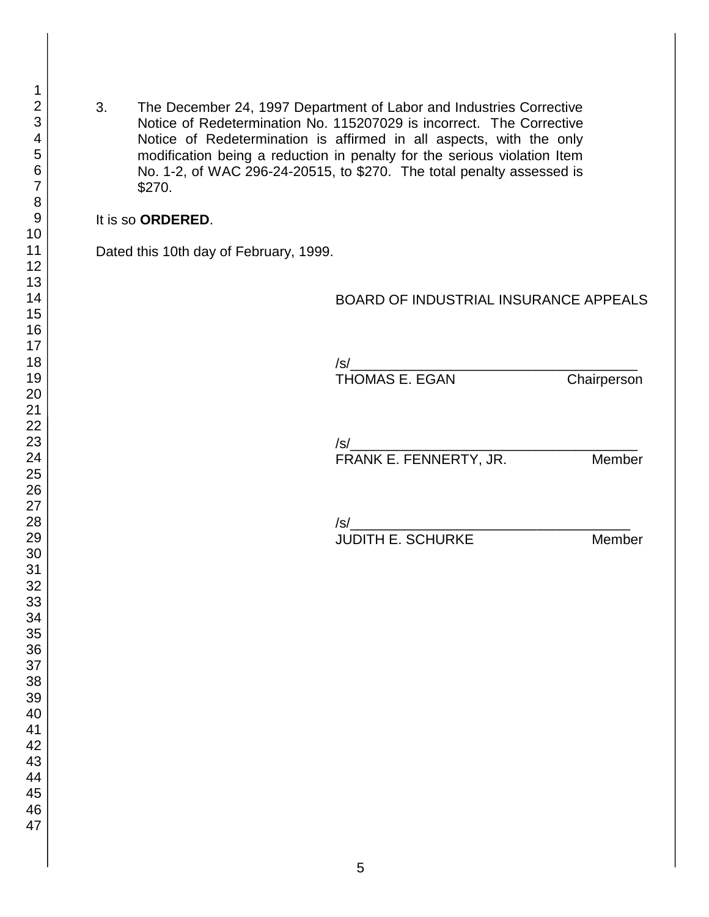3. The December 24, 1997 Department of Labor and Industries Corrective Notice of Redetermination No. 115207029 is incorrect. The Corrective Notice of Redetermination is affirmed in all aspects, with the only modification being a reduction in penalty for the serious violation Item No. 1-2, of WAC 296-24-20515, to $270. The total penalty assessed is $270.

It is so **ORDERED**.

Dated this 10th day of February, 1999.

BOARD OF INDUSTRIAL INSURANCE APPEALS

/s/______________________________
THOMAS E. EGAN Chairperson

/s/______________________________
FRANK E. FENNERTY, JR. Member

/s/______________________________
JUDITH E. SCHURKE Member